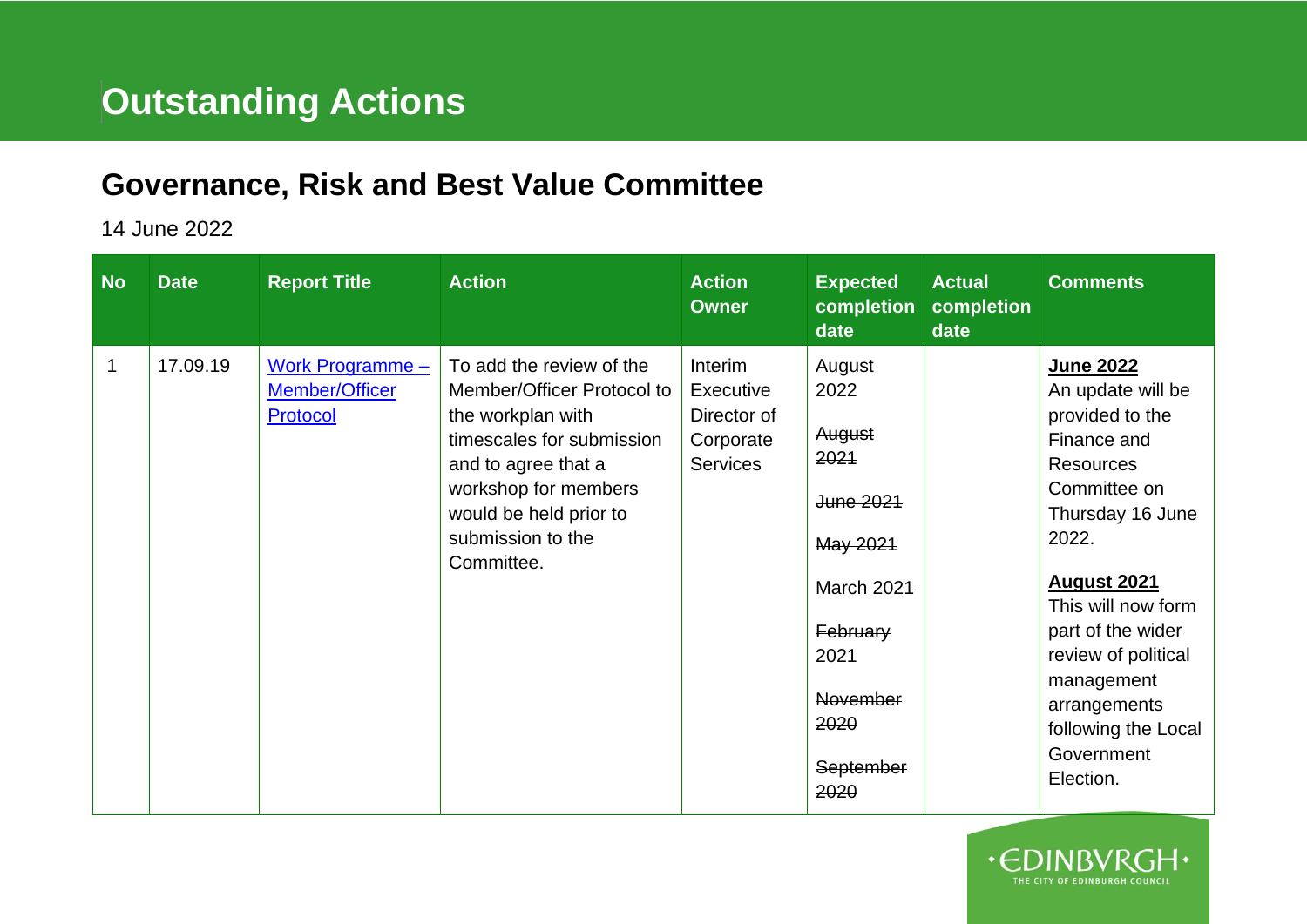# Outstanding Actions

## Governance, Risk and Best Value Committee

14 June 2022

| No | Date | Report Title | Action | Action Owner | Expected completion date | Actual completion date | Comments |
|---|---|---|---|---|---|---|---|
| 1 | 17.09.19 | Work Programme – Member/Officer Protocol | To add the review of the Member/Officer Protocol to the workplan with timescales for submission and to agree that a workshop for members would be held prior to submission to the Committee. | Interim Executive Director of Corporate Services | August 2022<br><br>~~August 2021~~<br><br>~~June 2021~~<br><br>~~May 2021~~<br><br>~~March 2021~~<br><br>~~February 2021~~<br><br>~~November 2020~~<br><br>~~September 2020~~ | | **June 2022**<br>An update will be provided to the Finance and Resources Committee on Thursday 16 June 2022.<br><br>**August 2021**<br>This will now form part of the wider review of political management arrangements following the Local Government Election. |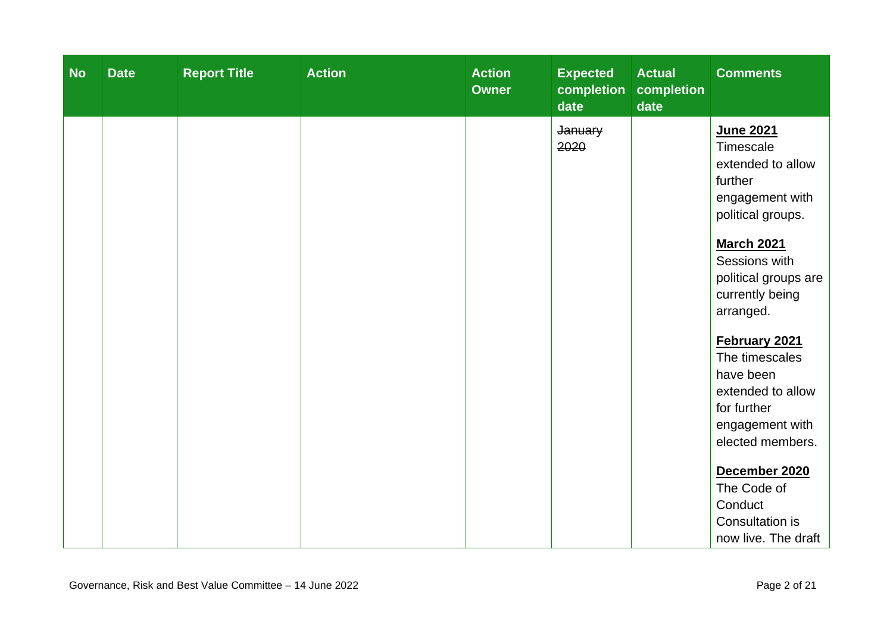| No | Date | Report Title | Action | Action Owner | Expected completion date | Actual completion date | Comments |
|---|---|---|---|---|---|---|---|
| | | | | | ~~January 2020~~ | | **June 2021** Timescale extended to allow further engagement with political groups.<br><br>**March 2021** Sessions with political groups are currently being arranged.<br><br>**February 2021** The timescales have been extended to allow for further engagement with elected members.<br><br>**December 2020** The Code of Conduct Consultation is now live. The draft |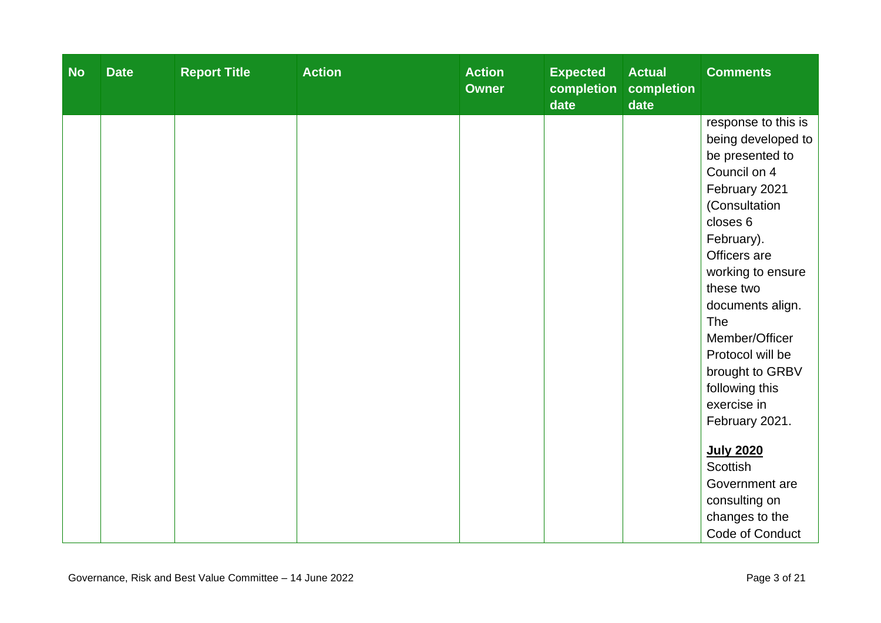| No | Date | Report Title | Action | Action Owner | Expected completion date | Actual completion date | Comments |
|---|---|---|---|---|---|---|---|
| | | | | | | | response to this is being developed to be presented to Council on 4 February 2021 (Consultation closes 6 February). Officers are working to ensure these two documents align. The Member/Officer Protocol will be brought to GRBV following this exercise in February 2021.<br><br>**July 2020**<br>Scottish Government are consulting on changes to the Code of Conduct |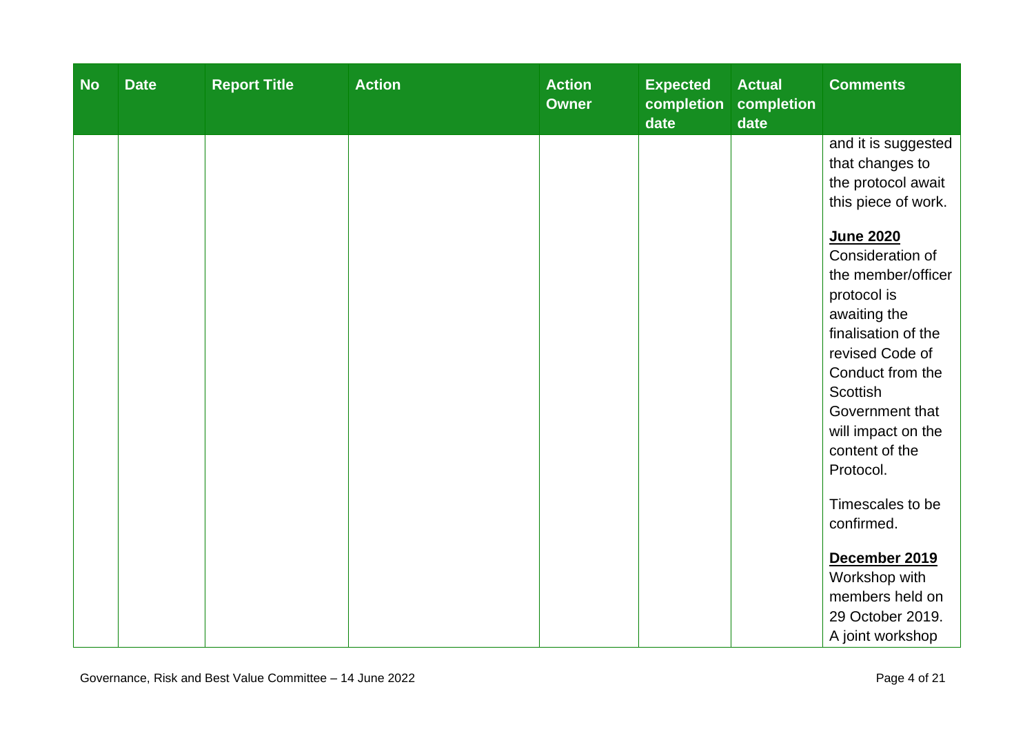| No | Date | Report Title | Action | Action Owner | Expected completion date | Actual completion date | Comments |
|---|---|---|---|---|---|---|---|
| | | | | | | | and it is suggested that changes to the protocol await this piece of work.<br><br>**June 2020**<br>Consideration of the member/officer protocol is awaiting the finalisation of the revised Code of Conduct from the Scottish Government that will impact on the content of the Protocol.<br><br>Timescales to be confirmed.<br><br>**December 2019**<br>Workshop with members held on 29 October 2019. A joint workshop |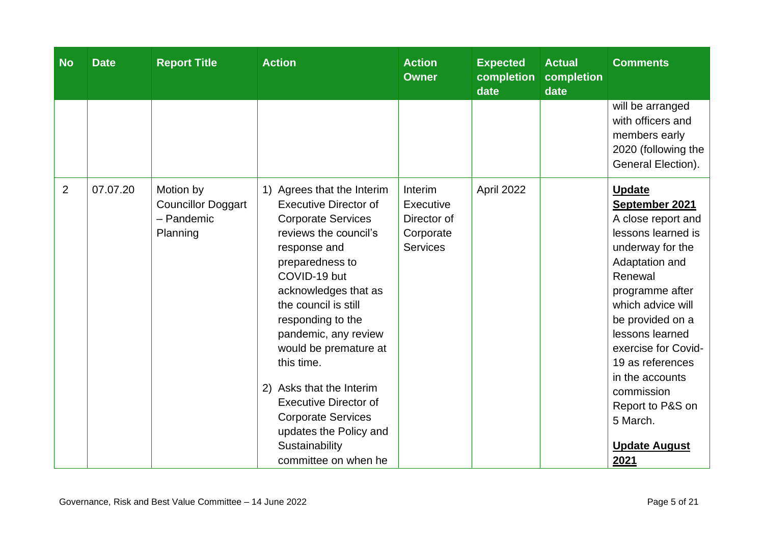| No | Date | Report Title | Action | Action Owner | Expected completion date | Actual completion date | Comments |
|---|---|---|---|---|---|---|---|
| | | | | | | | will be arranged with officers and members early 2020 (following the General Election). |
| 2 | 07.07.20 | Motion by Councillor Doggart – Pandemic Planning | 1) Agrees that the Interim Executive Director of Corporate Services reviews the council's response and preparedness to COVID-19 but acknowledges that as the council is still responding to the pandemic, any review would be premature at this time.<br><br>2) Asks that the Interim Executive Director of Corporate Services updates the Policy and Sustainability committee on when he | Interim Executive Director of Corporate Services | April 2022 | | **<u>Update September 2021</u>**<br>A close report and lessons learned is underway for the Adaptation and Renewal programme after which advice will be provided on a lessons learned exercise for Covid-19 as references in the accounts commission Report to P&S on 5 March.<br><br>**<u>Update August 2021</u>** |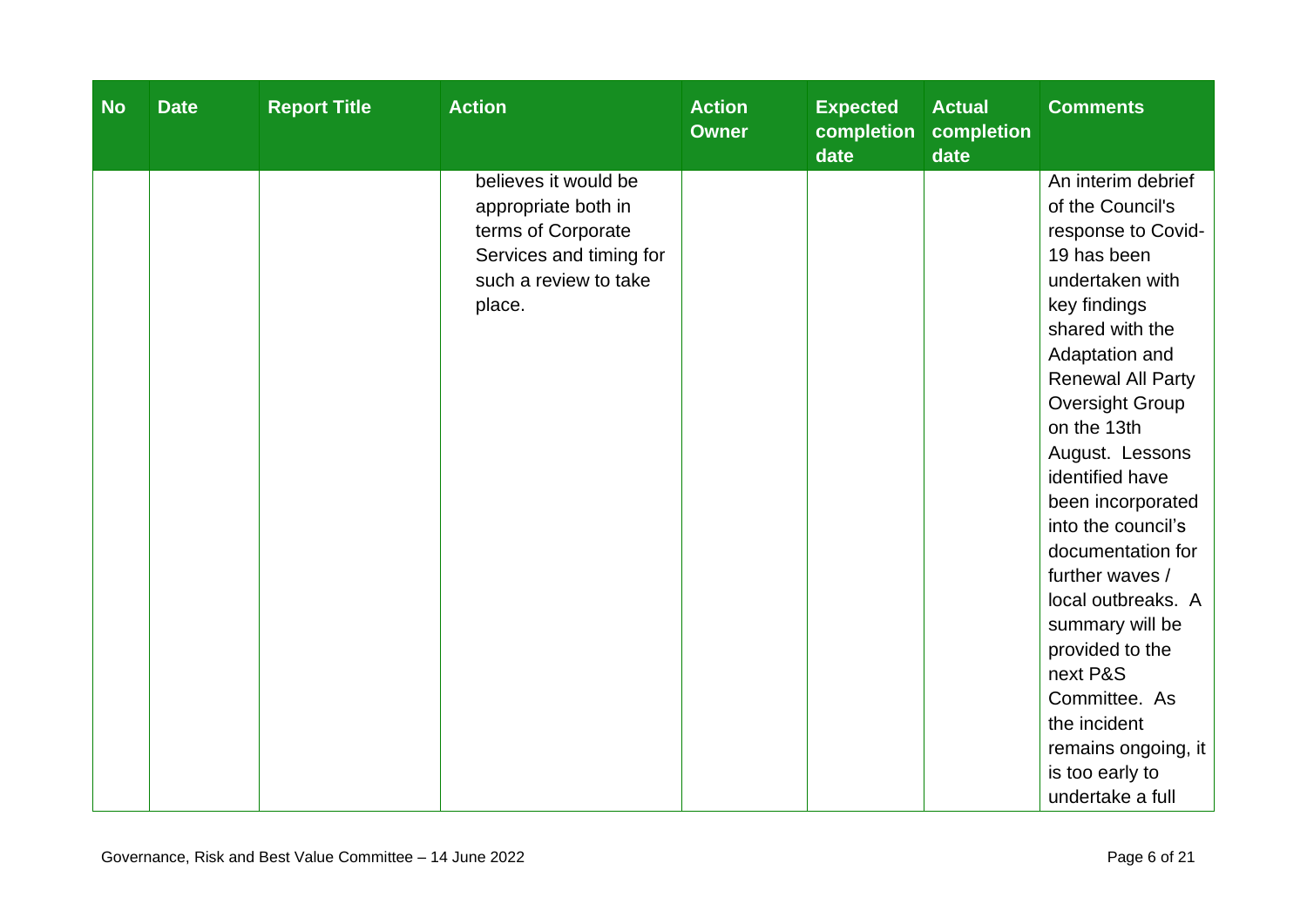| No | Date | Report Title | Action | Action Owner | Expected completion date | Actual completion date | Comments |
|---|---|---|---|---|---|---|---|
| | | | believes it would be appropriate both in terms of Corporate Services and timing for such a review to take place. | | | | An interim debrief of the Council's response to Covid-19 has been undertaken with key findings shared with the Adaptation and Renewal All Party Oversight Group on the 13th August. Lessons identified have been incorporated into the council's documentation for further waves / local outbreaks. A summary will be provided to the next P&S Committee. As the incident remains ongoing, it is too early to undertake a full |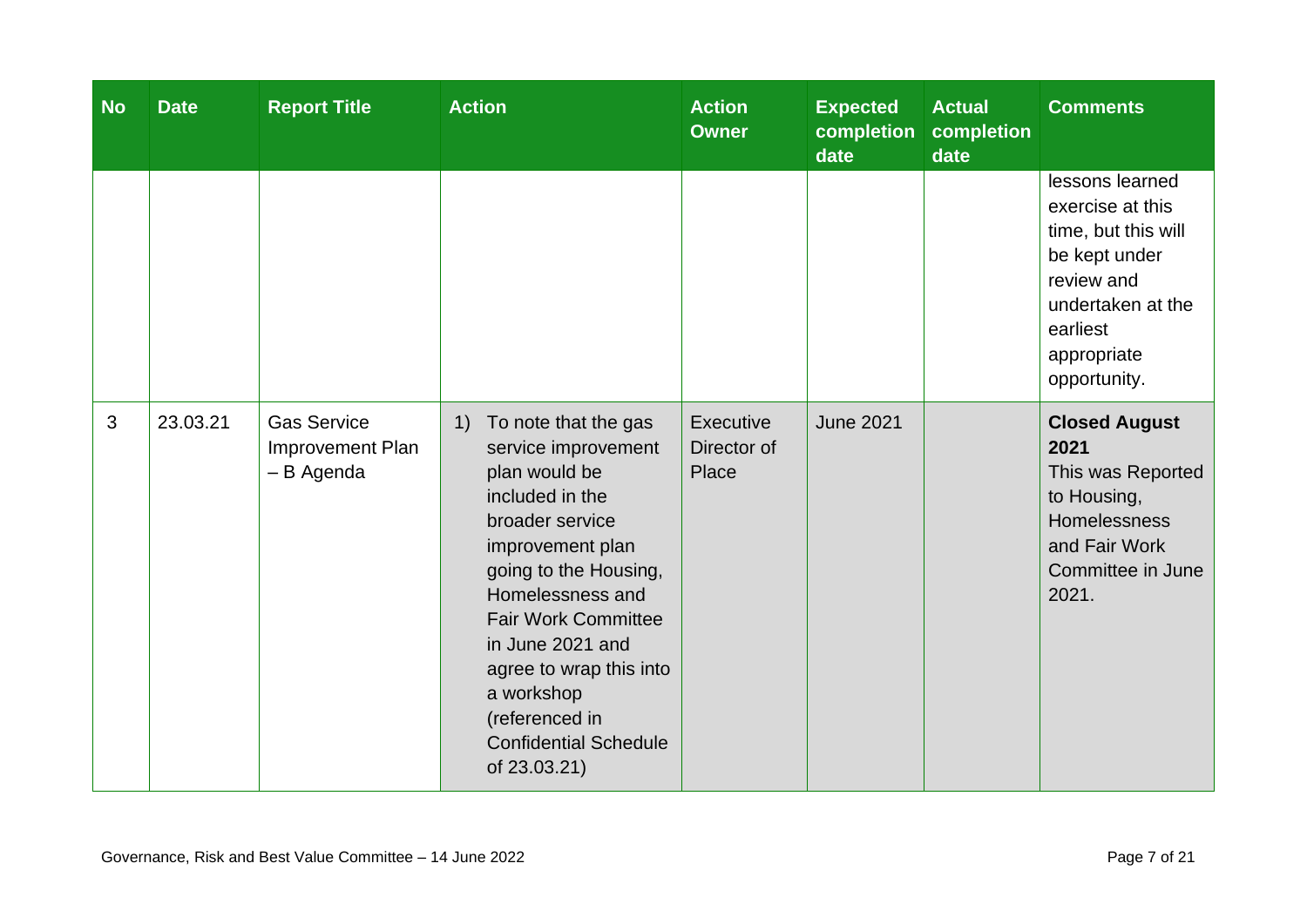| No | Date | Report Title | Action | Action Owner | Expected completion date | Actual completion date | Comments |
|---|---|---|---|---|---|---|---|
| | | | | | | | lessons learned exercise at this time, but this will be kept under review and undertaken at the earliest appropriate opportunity. |
| 3 | 23.03.21 | Gas Service Improvement Plan – B Agenda | 1) To note that the gas service improvement plan would be included in the broader service improvement plan going to the Housing, Homelessness and Fair Work Committee in June 2021 and agree to wrap this into a workshop (referenced in Confidential Schedule of 23.03.21) | Executive Director of Place | June 2021 | | **Closed August 2021** This was Reported to Housing, Homelessness and Fair Work Committee in June 2021. |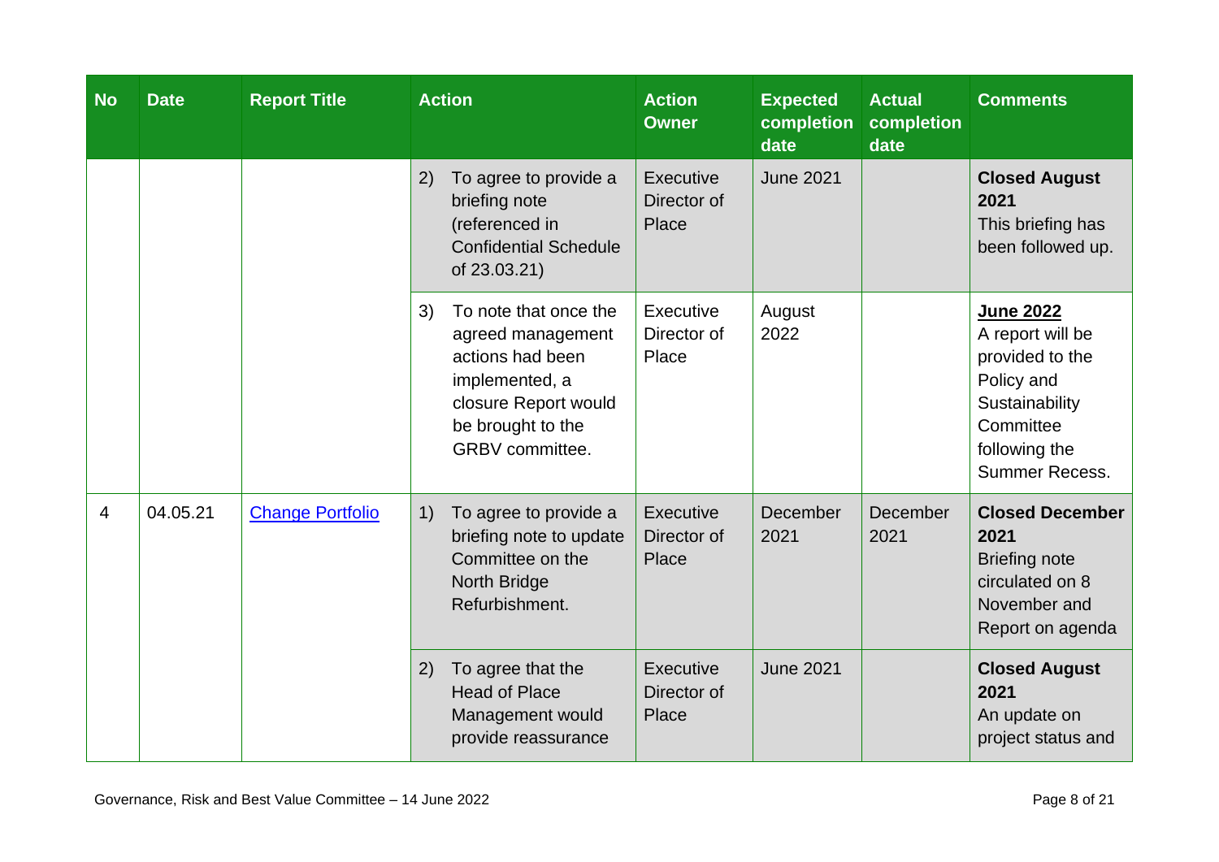| No | Date | Report Title | Action | Action Owner | Expected completion date | Actual completion date | Comments |
|---|---|---|---|---|---|---|---|
| | | | 2) To agree to provide a briefing note (referenced in Confidential Schedule of 23.03.21) | Executive Director of Place | June 2021 | | **Closed August 2021** This briefing has been followed up. |
| | | | 3) To note that once the agreed management actions had been implemented, a closure Report would be brought to the GRBV committee. | Executive Director of Place | August 2022 | | **<u>June 2022</u>** A report will be provided to the Policy and Sustainability Committee following the Summer Recess. |
| 4 | 04.05.21 | [Change Portfolio]() | 1) To agree to provide a briefing note to update Committee on the North Bridge Refurbishment. | Executive Director of Place | December 2021 | December 2021 | **Closed December 2021** Briefing note circulated on 8 November and Report on agenda |
| | | | 2) To agree that the Head of Place Management would provide reassurance | Executive Director of Place | June 2021 | | **Closed August 2021** An update on project status and |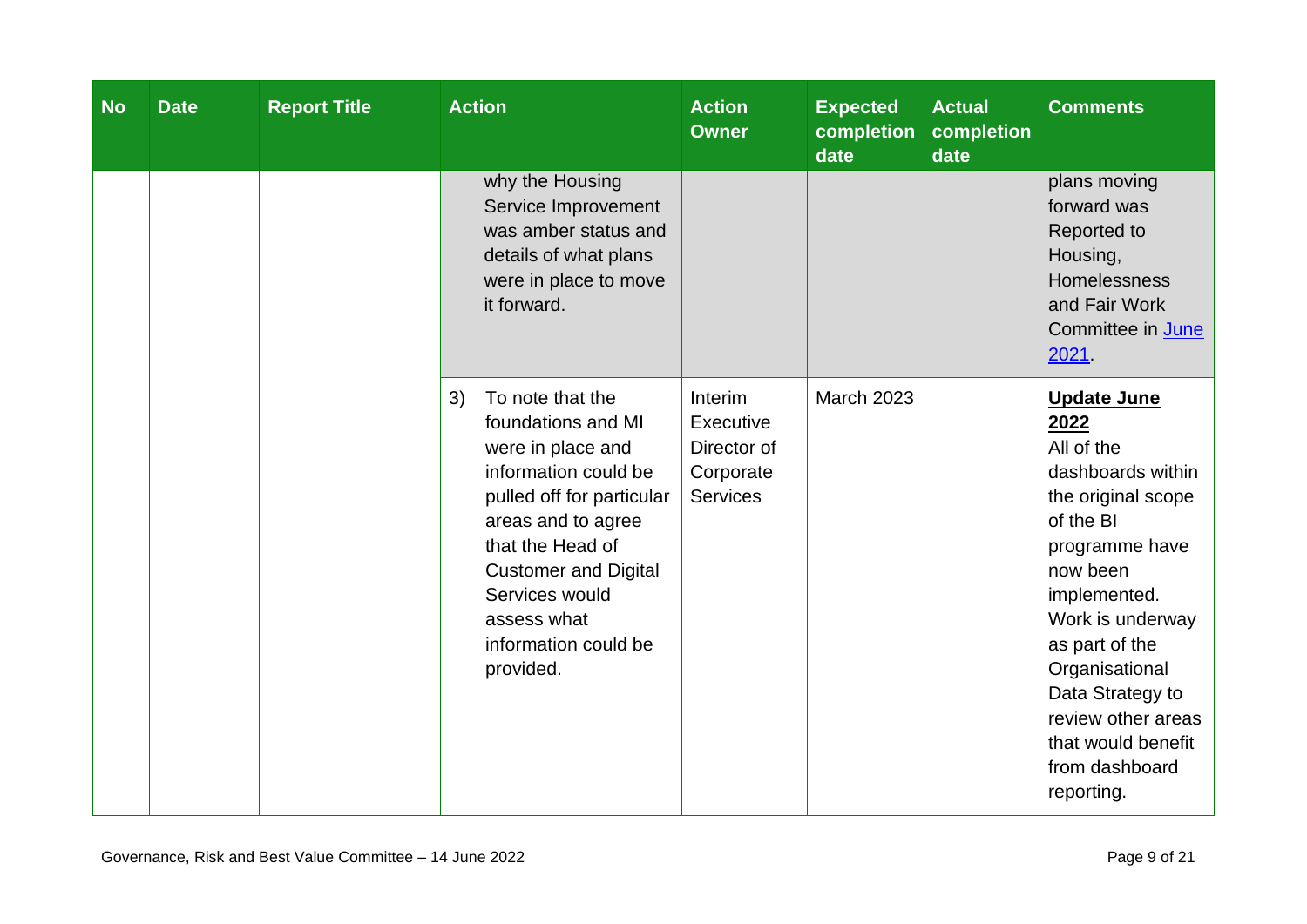| No | Date | Report Title | Action | Action Owner | Expected completion date | Actual completion date | Comments |
|---|---|---|---|---|---|---|---|
| | | | why the Housing Service Improvement was amber status and details of what plans were in place to move it forward. | | | | plans moving forward was Reported to Housing, Homelessness and Fair Work Committee in June 2021. |
| | | | 3) To note that the foundations and MI were in place and information could be pulled off for particular areas and to agree that the Head of Customer and Digital Services would assess what information could be provided. | Interim Executive Director of Corporate Services | March 2023 | | **Update June 2022** All of the dashboards within the original scope of the BI programme have now been implemented. Work is underway as part of the Organisational Data Strategy to review other areas that would benefit from dashboard reporting. |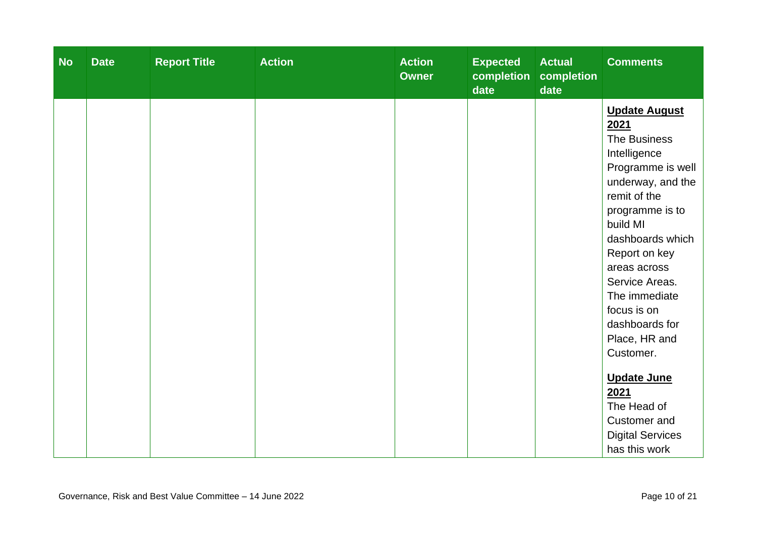| No | Date | Report Title | Action | Action Owner | Expected completion date | Actual completion date | Comments |
|---|---|---|---|---|---|---|---|
| | | | | | | | **Update August 2021** The Business Intelligence Programme is well underway, and the remit of the programme is to build MI dashboards which Report on key areas across Service Areas. The immediate focus is on dashboards for Place, HR and Customer. **Update June 2021** The Head of Customer and Digital Services has this work |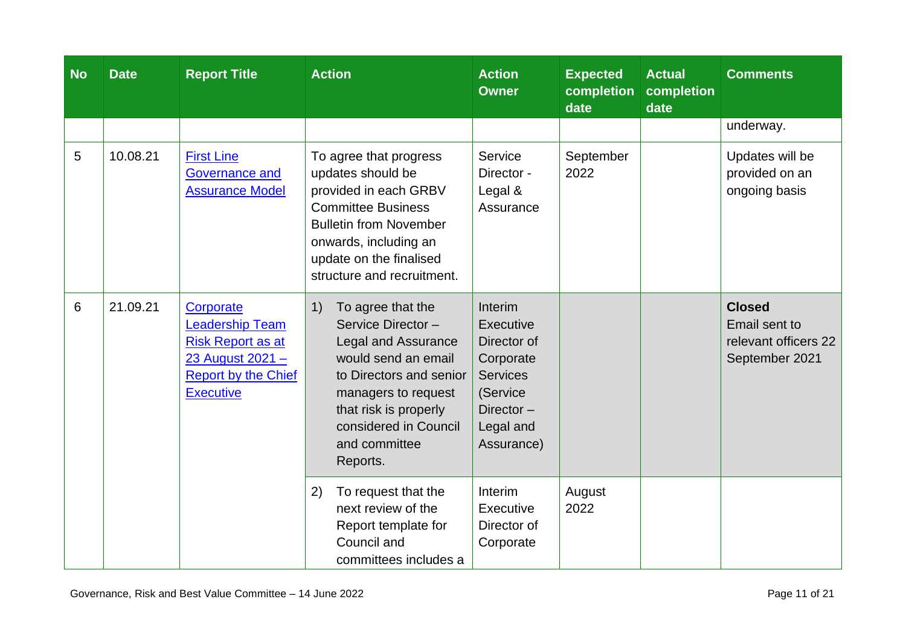| No | Date | Report Title | Action | Action Owner | Expected completion date | Actual completion date | Comments |
|---|---|---|---|---|---|---|---|
| | | | | | | | underway. |
| 5 | 10.08.21 | First Line Governance and Assurance Model | To agree that progress updates should be provided in each GRBV Committee Business Bulletin from November onwards, including an update on the finalised structure and recruitment. | Service Director - Legal & Assurance | September 2022 | | Updates will be provided on an ongoing basis |
| 6 | 21.09.21 | Corporate Leadership Team Risk Report as at 23 August 2021 – Report by the Chief Executive | 1) To agree that the Service Director – Legal and Assurance would send an email to Directors and senior managers to request that risk is properly considered in Council and committee Reports. | Interim Executive Director of Corporate Services (Service Director – Legal and Assurance) | | | **Closed** Email sent to relevant officers 22 September 2021 |
| | | | 2) To request that the next review of the Report template for Council and committees includes a | Interim Executive Director of Corporate | August 2022 | | |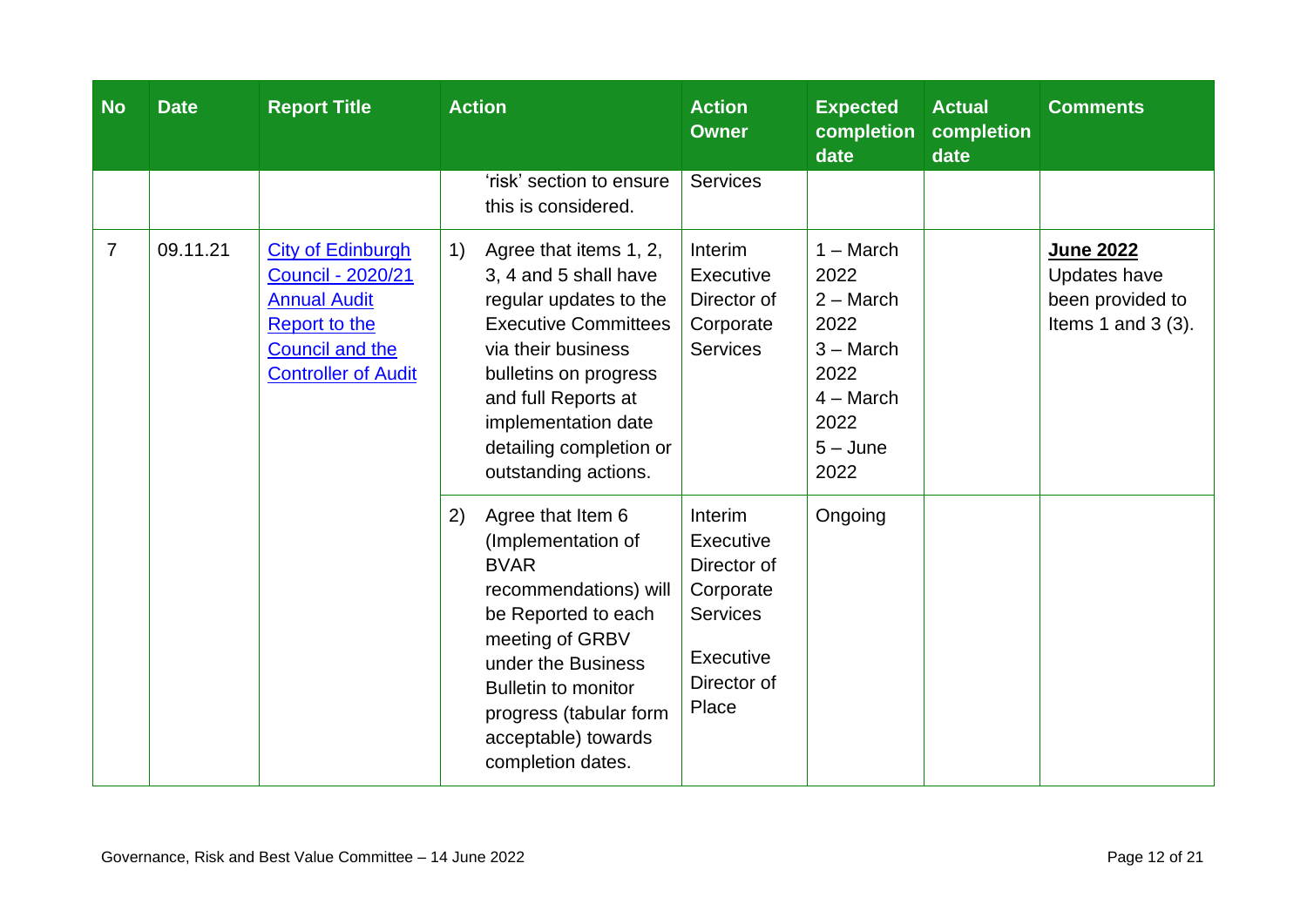| No | Date | Report Title | Action | Action Owner | Expected completion date | Actual completion date | Comments |
|---|---|---|---|---|---|---|---|
| | | | 'risk' section to ensure this is considered. | Services | | | |
| 7 | 09.11.21 | City of Edinburgh Council - 2020/21 Annual Audit Report to the Council and the Controller of Audit | 1) Agree that items 1, 2, 3, 4 and 5 shall have regular updates to the Executive Committees via their business bulletins on progress and full Reports at implementation date detailing completion or outstanding actions. | Interim Executive Director of Corporate Services | 1 – March 2022<br>2 – March 2022<br>3 – March 2022<br>4 – March 2022<br>5 – June 2022 | | **June 2022**<br>Updates have been provided to Items 1 and 3 (3). |
| | | | 2) Agree that Item 6 (Implementation of BVAR recommendations) will be Reported to each meeting of GRBV under the Business Bulletin to monitor progress (tabular form acceptable) towards completion dates. | Interim Executive Director of Corporate Services<br><br>Executive Director of Place | Ongoing | | |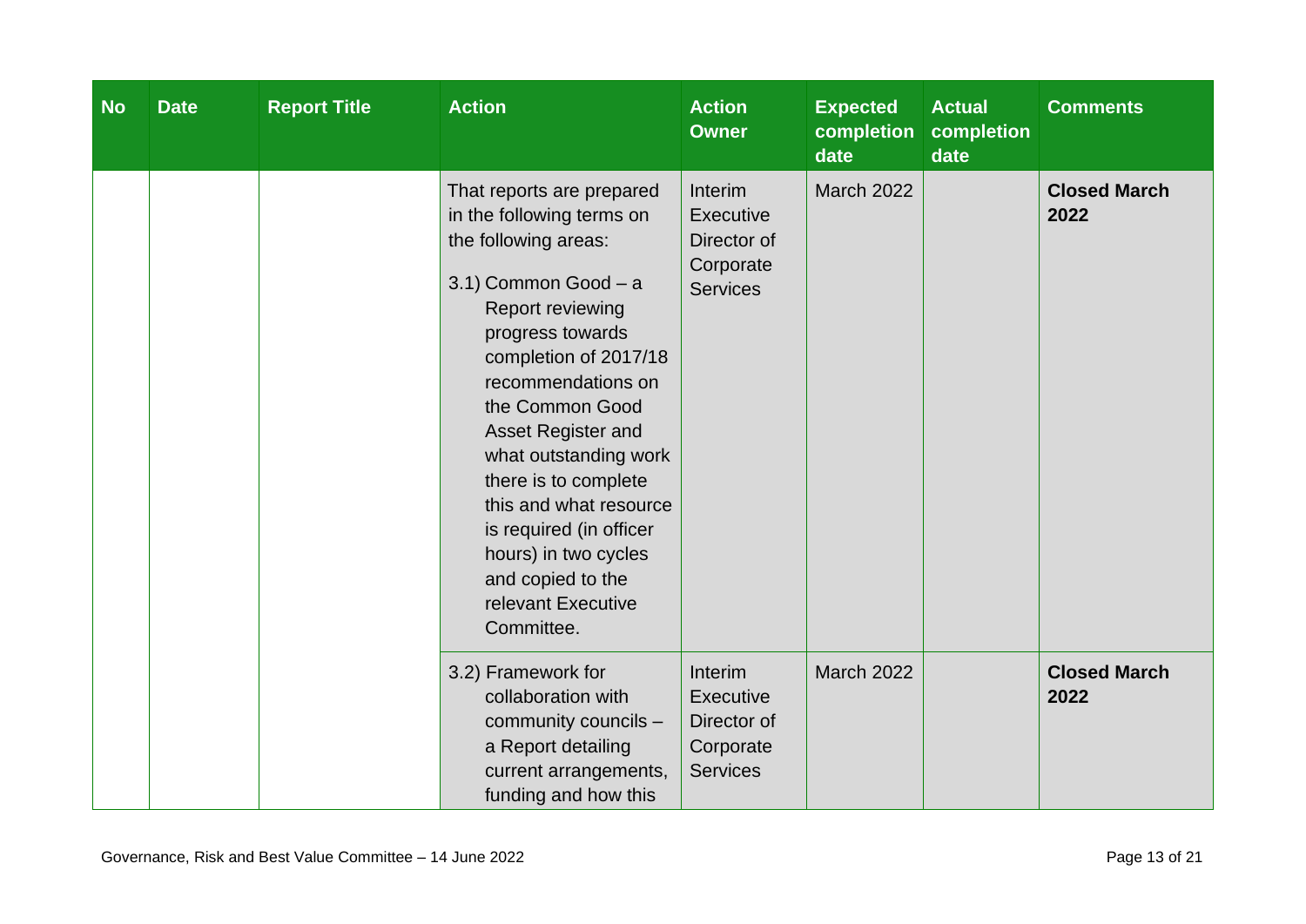| No | Date | Report Title | Action | Action Owner | Expected completion date | Actual completion date | Comments |
|---|---|---|---|---|---|---|---|
| | | | That reports are prepared in the following terms on the following areas:<br><br>3.1) Common Good – a Report reviewing progress towards completion of 2017/18 recommendations on the Common Good Asset Register and what outstanding work there is to complete this and what resource is required (in officer hours) in two cycles and copied to the relevant Executive Committee. | Interim Executive Director of Corporate Services | March 2022 | | **Closed March 2022** |
| | | | 3.2) Framework for collaboration with community councils – a Report detailing current arrangements, funding and how this | Interim Executive Director of Corporate Services | March 2022 | | **Closed March 2022** |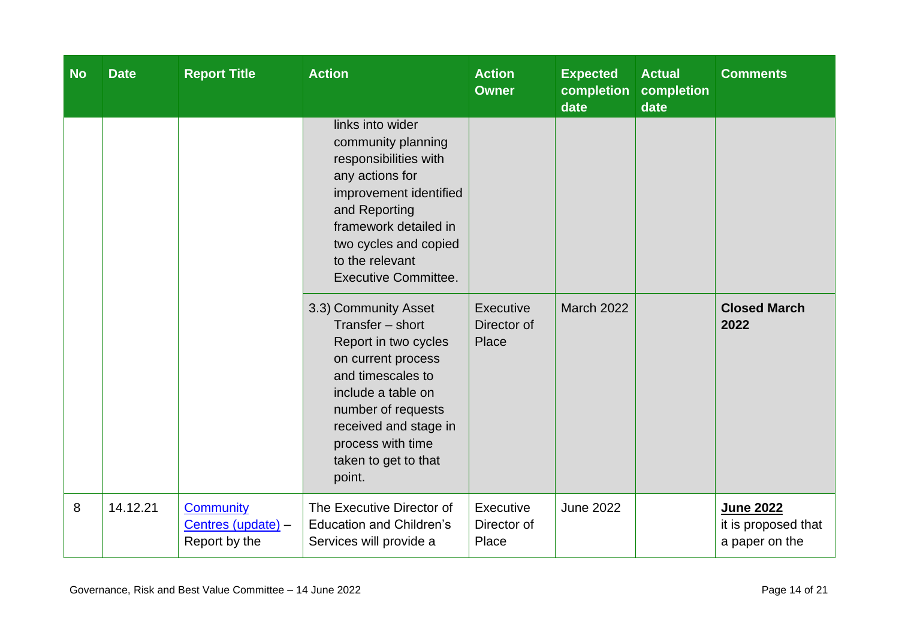| No | Date | Report Title | Action | Action Owner | Expected completion date | Actual completion date | Comments |
|---|---|---|---|---|---|---|---|
| | | | links into wider community planning responsibilities with any actions for improvement identified and Reporting framework detailed in two cycles and copied to the relevant Executive Committee. | | | | |
| | | | 3.3) Community Asset Transfer – short Report in two cycles on current process and timescales to include a table on number of requests received and stage in process with time taken to get to that point. | Executive Director of Place | March 2022 | | **Closed March 2022** |
| 8 | 14.12.21 | Community Centres (update) – Report by the | The Executive Director of Education and Children's Services will provide a | Executive Director of Place | June 2022 | | **June 2022** it is proposed that a paper on the |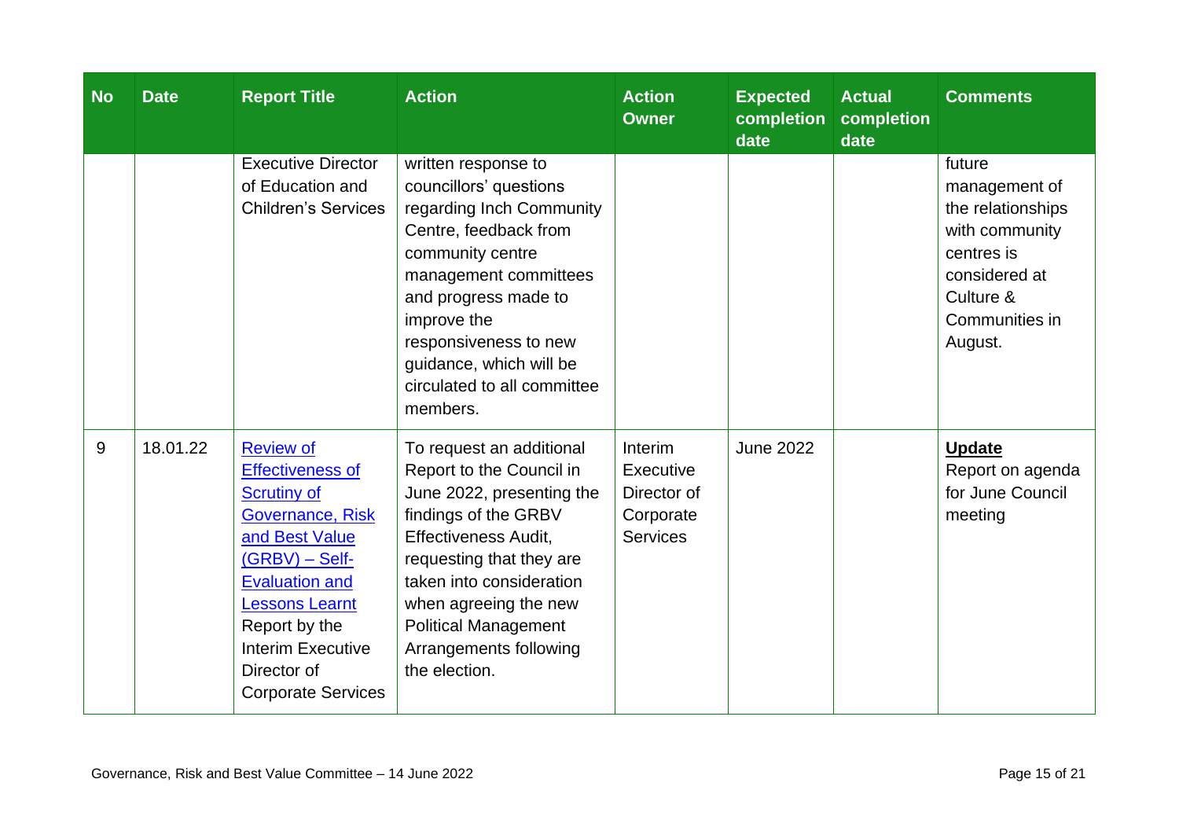| No | Date | Report Title | Action | Action Owner | Expected completion date | Actual completion date | Comments |
|---|---|---|---|---|---|---|---|
| | | Executive Director of Education and Children's Services | written response to councillors' questions regarding Inch Community Centre, feedback from community centre management committees and progress made to improve the responsiveness to new guidance, which will be circulated to all committee members. | | | | future management of the relationships with community centres is considered at Culture & Communities in August. |
| 9 | 18.01.22 | Review of Effectiveness of Scrutiny of Governance, Risk and Best Value (GRBV) – Self-Evaluation and Lessons Learnt Report by the Interim Executive Director of Corporate Services | To request an additional Report to the Council in June 2022, presenting the findings of the GRBV Effectiveness Audit, requesting that they are taken into consideration when agreeing the new Political Management Arrangements following the election. | Interim Executive Director of Corporate Services | June 2022 | | **Update** Report on agenda for June Council meeting |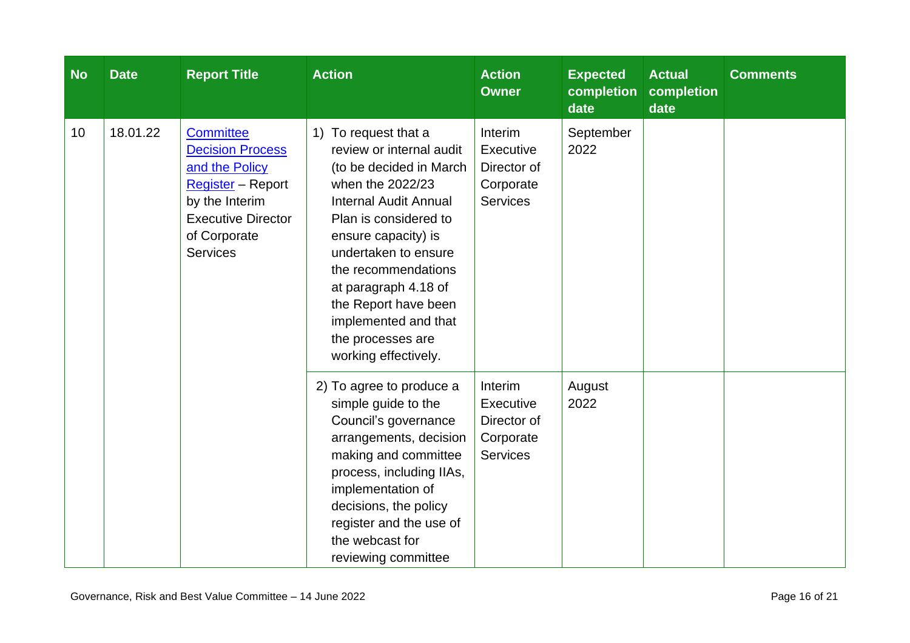| No | Date | Report Title | Action | Action Owner | Expected completion date | Actual completion date | Comments |
|---|---|---|---|---|---|---|---|
| 10 | 18.01.22 | Committee Decision Process and the Policy Register – Report by the Interim Executive Director of Corporate Services | 1) To request that a review or internal audit (to be decided in March when the 2022/23 Internal Audit Annual Plan is considered to ensure capacity) is undertaken to ensure the recommendations at paragraph 4.18 of the Report have been implemented and that the processes are working effectively. | Interim Executive Director of Corporate Services | September 2022 | | |
| | | | 2) To agree to produce a simple guide to the Council's governance arrangements, decision making and committee process, including IIAs, implementation of decisions, the policy register and the use of the webcast for reviewing committee | Interim Executive Director of Corporate Services | August 2022 | | |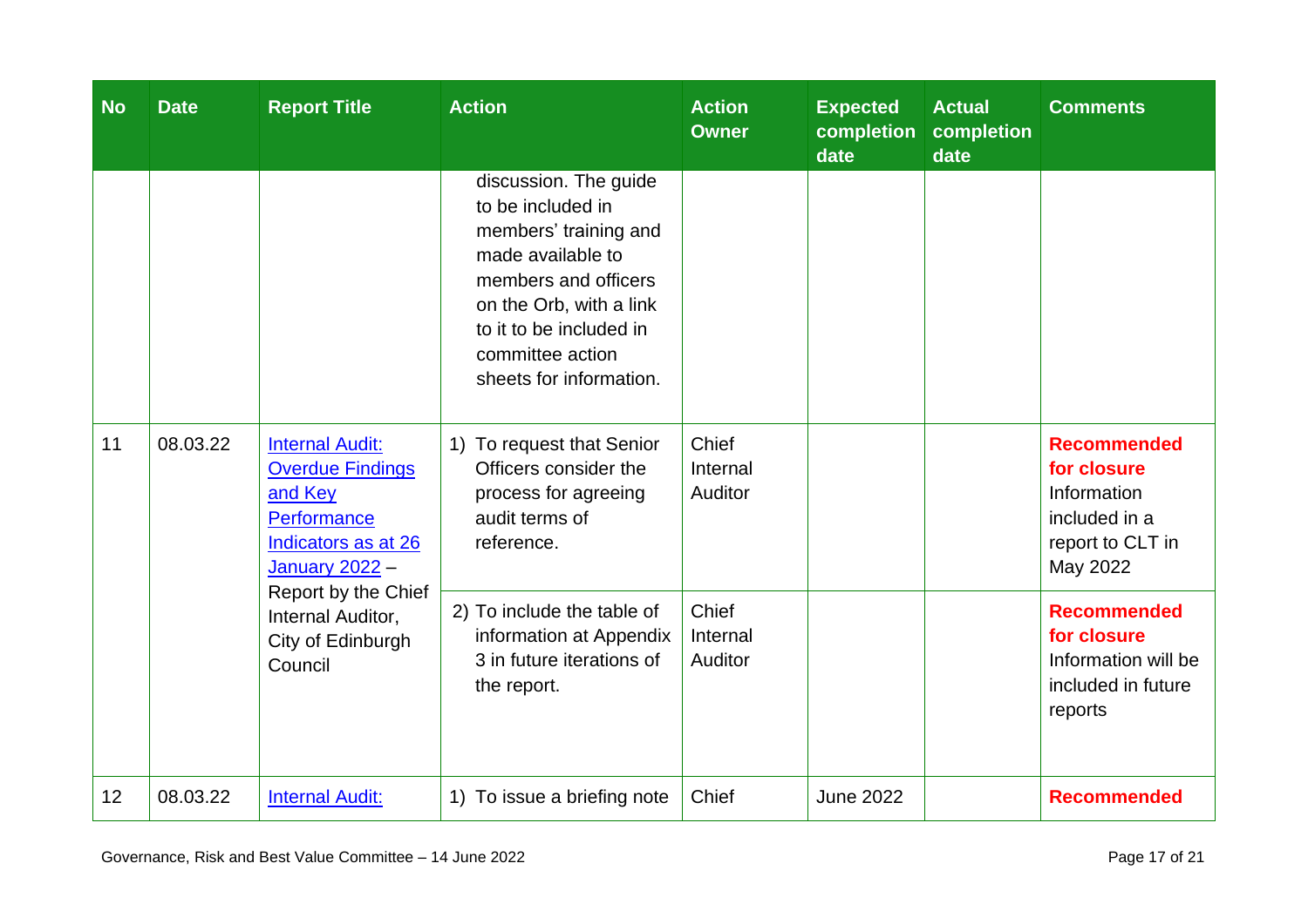| No | Date | Report Title | Action | Action Owner | Expected completion date | Actual completion date | Comments |
|---|---|---|---|---|---|---|---|
| | | | discussion. The guide to be included in members' training and made available to members and officers on the Orb, with a link to it to be included in committee action sheets for information. | | | | |
| 11 | 08.03.22 | Internal Audit: Overdue Findings and Key Performance Indicators as at 26 January 2022 – Report by the Chief Internal Auditor, City of Edinburgh Council | 1) To request that Senior Officers consider the process for agreeing audit terms of reference. | Chief Internal Auditor | | | **Recommended for closure** Information included in a report to CLT in May 2022 |
| | | | 2) To include the table of information at Appendix 3 in future iterations of the report. | Chief Internal Auditor | | | **Recommended for closure** Information will be included in future reports |
| 12 | 08.03.22 | Internal Audit: | 1) To issue a briefing note | Chief | June 2022 | | **Recommended** |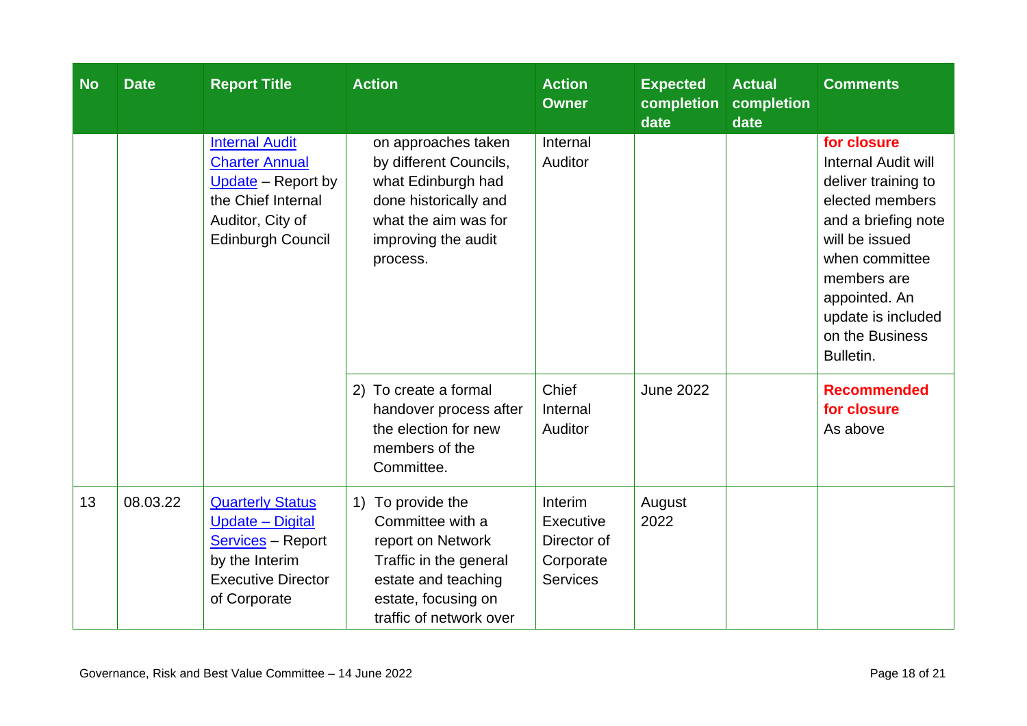| No | Date | Report Title | Action | Action Owner | Expected completion date | Actual completion date | Comments |
|---|---|---|---|---|---|---|---|
| | | Internal Audit Charter Annual Update – Report by the Chief Internal Auditor, City of Edinburgh Council | on approaches taken by different Councils, what Edinburgh had done historically and what the aim was for improving the audit process. | Internal Auditor | | | **for closure** Internal Audit will deliver training to elected members and a briefing note will be issued when committee members are appointed. An update is included on the Business Bulletin. |
| | | | 2) To create a formal handover process after the election for new members of the Committee. | Chief Internal Auditor | June 2022 | | **Recommended for closure** As above |
| 13 | 08.03.22 | Quarterly Status Update – Digital Services – Report by the Interim Executive Director of Corporate | 1) To provide the Committee with a report on Network Traffic in the general estate and teaching estate, focusing on traffic of network over | Interim Executive Director of Corporate Services | August 2022 | | |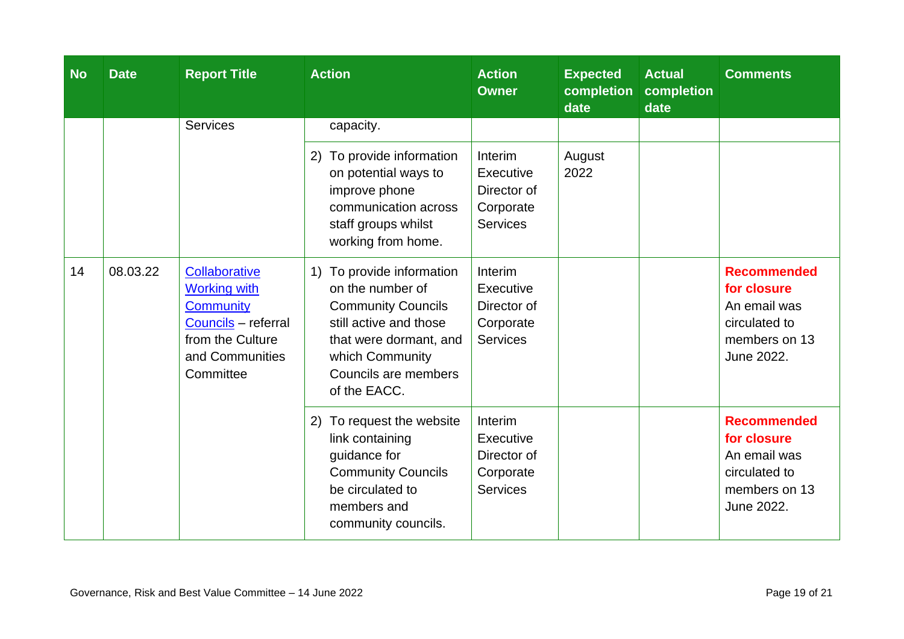| No | Date | Report Title | Action | Action Owner | Expected completion date | Actual completion date | Comments |
|---|---|---|---|---|---|---|---|
| | | Services | capacity. | | | | |
| | | | 2) To provide information on potential ways to improve phone communication across staff groups whilst working from home. | Interim Executive Director of Corporate Services | August 2022 | | |
| 14 | 08.03.22 | Collaborative Working with Community Councils – referral from the Culture and Communities Committee | 1) To provide information on the number of Community Councils still active and those that were dormant, and which Community Councils are members of the EACC. | Interim Executive Director of Corporate Services | | | **Recommended for closure** An email was circulated to members on 13 June 2022. |
| | | | 2) To request the website link containing guidance for Community Councils be circulated to members and community councils. | Interim Executive Director of Corporate Services | | | **Recommended for closure** An email was circulated to members on 13 June 2022. |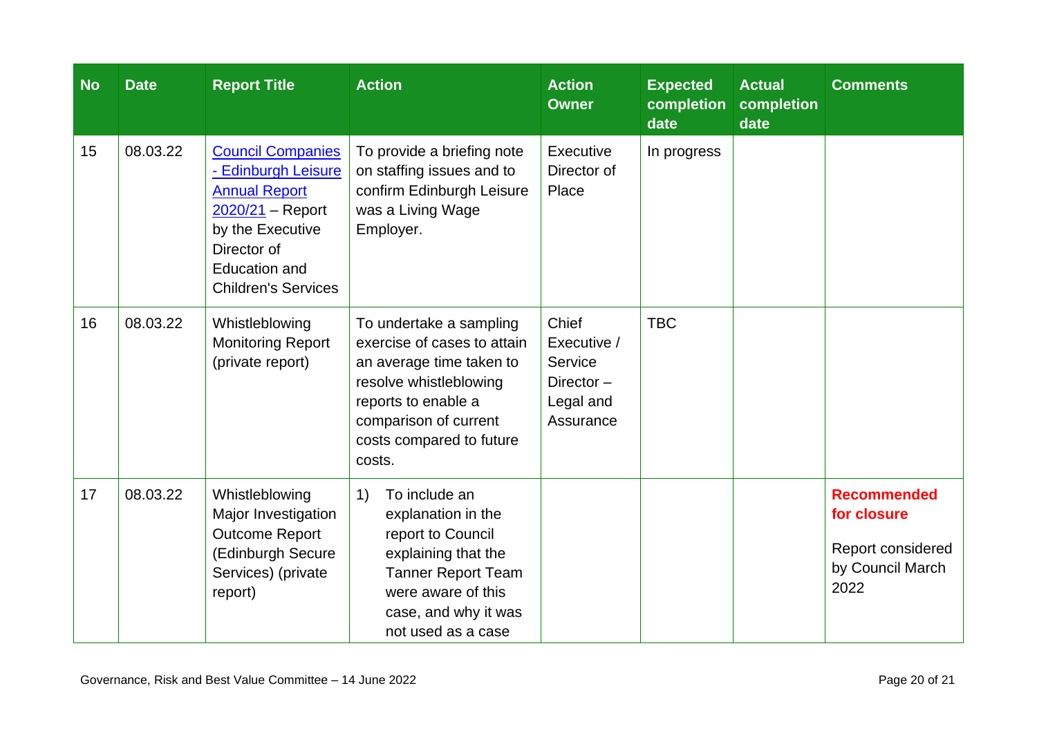| No | Date | Report Title | Action | Action Owner | Expected completion date | Actual completion date | Comments |
|---|---|---|---|---|---|---|---|
| 15 | 08.03.22 | Council Companies - Edinburgh Leisure Annual Report 2020/21 – Report by the Executive Director of Education and Children's Services | To provide a briefing note on staffing issues and to confirm Edinburgh Leisure was a Living Wage Employer. | Executive Director of Place | In progress | | |
| 16 | 08.03.22 | Whistleblowing Monitoring Report (private report) | To undertake a sampling exercise of cases to attain an average time taken to resolve whistleblowing reports to enable a comparison of current costs compared to future costs. | Chief Executive / Service Director – Legal and Assurance | TBC | | |
| 17 | 08.03.22 | Whistleblowing Major Investigation Outcome Report (Edinburgh Secure Services) (private report) | 1) To include an explanation in the report to Council explaining that the Tanner Report Team were aware of this case, and why it was not used as a case | | | | **Recommended for closure**<br><br>Report considered by Council March 2022 |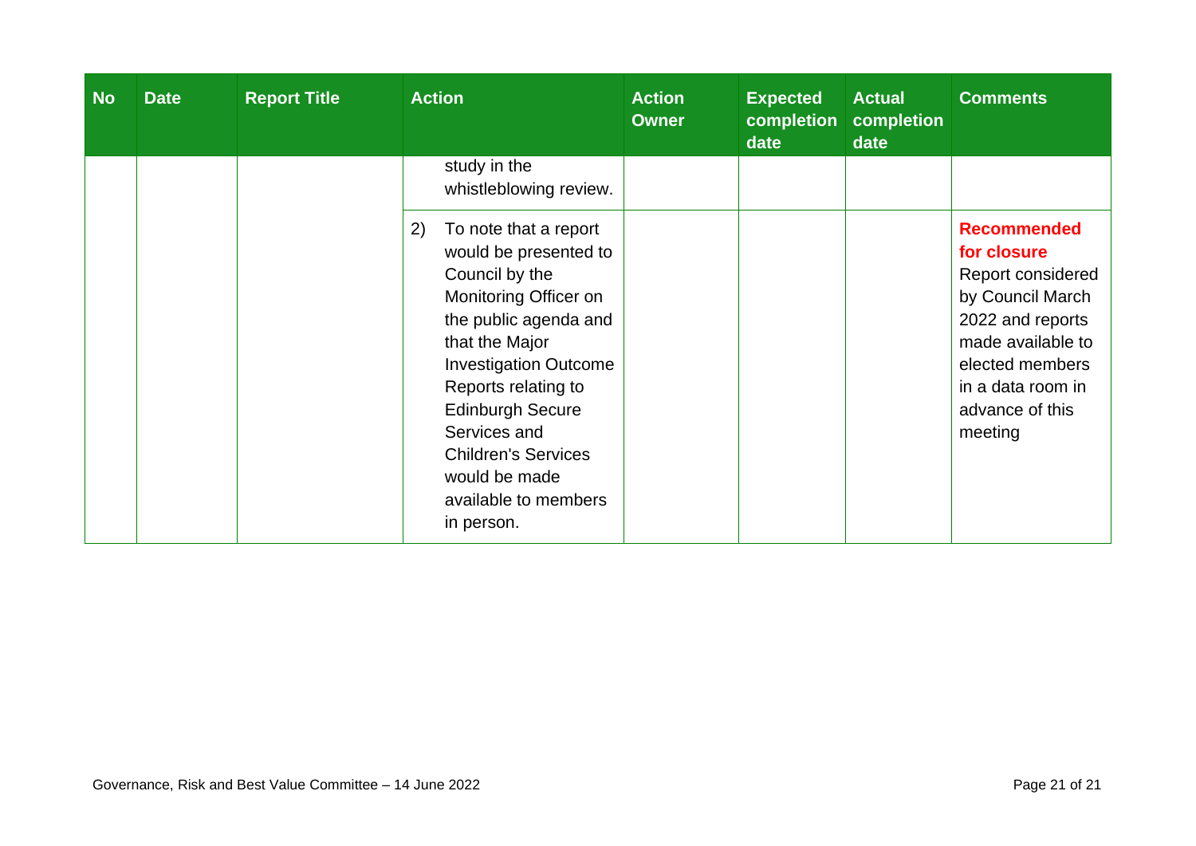| No | Date | Report Title | Action | Action Owner | Expected completion date | Actual completion date | Comments |
|---|---|---|---|---|---|---|---|
| | | | study in the whistleblowing review. | | | | |
| | | | 2) To note that a report would be presented to Council by the Monitoring Officer on the public agenda and that the Major Investigation Outcome Reports relating to Edinburgh Secure Services and Children's Services would be made available to members in person. | | | | **Recommended for closure** Report considered by Council March 2022 and reports made available to elected members in a data room in advance of this meeting |